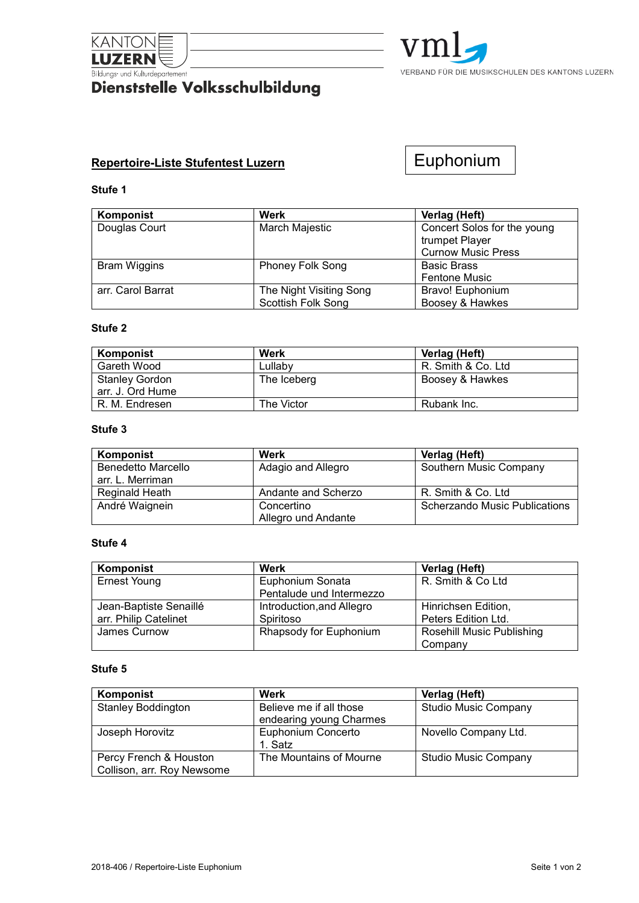KANTON LUZERN

Bildungs- und Kulturdepartement

**Dienststelle Volksschulbildung**

vml

VERBAND FÜR DIE MUSIKSCHULEN DES KANTONS LUZERN

## Repertoire-Liste Stufentest Luzern

**Euphonium**

### Stufe 1

| Komponist | Werk | Verlag (Heft) |
|---|---|---|
| Douglas Court | March Majestic | Concert Solos for the young trumpet Player Curnow Music Press |
| Bram Wiggins | Phoney Folk Song | Basic Brass Fentone Music |
| arr. Carol Barrat | The Night Visiting Song Scottish Folk Song | Bravo! Euphonium Boosey & Hawkes |

### Stufe 2

| Komponist | Werk | Verlag (Heft) |
|---|---|---|
| Gareth Wood | Lullaby | R. Smith & Co. Ltd |
| Stanley Gordon arr. J. Ord Hume | The Iceberg | Boosey & Hawkes |
| R. M. Endresen | The Victor | Rubank Inc. |

### Stufe 3

| Komponist | Werk | Verlag (Heft) |
|---|---|---|
| Benedetto Marcello arr. L. Merriman | Adagio and Allegro | Southern Music Company |
| Reginald Heath | Andante and Scherzo | R. Smith & Co. Ltd |
| André Waignein | Concertino Allegro und Andante | Scherzando Music Publications |

### Stufe 4

| Komponist | Werk | Verlag (Heft) |
|---|---|---|
| Ernest Young | Euphonium Sonata Pentalude und Intermezzo | R. Smith & Co Ltd |
| Jean-Baptiste Senaillé arr. Philip Catelinet | Introduction,and Allegro Spiritoso | Hinrichsen Edition, Peters Edition Ltd. |
| James Curnow | Rhapsody for Euphonium | Rosehill Music Publishing Company |

### Stufe 5

| Komponist | Werk | Verlag (Heft) |
|---|---|---|
| Stanley Boddington | Believe me if all those endearing young Charmes | Studio Music Company |
| Joseph Horovitz | Euphonium Concerto 1. Satz | Novello Company Ltd. |
| Percy French & Houston Collison, arr. Roy Newsome | The Mountains of Mourne | Studio Music Company |

2018-406 / Repertoire-Liste Euphonium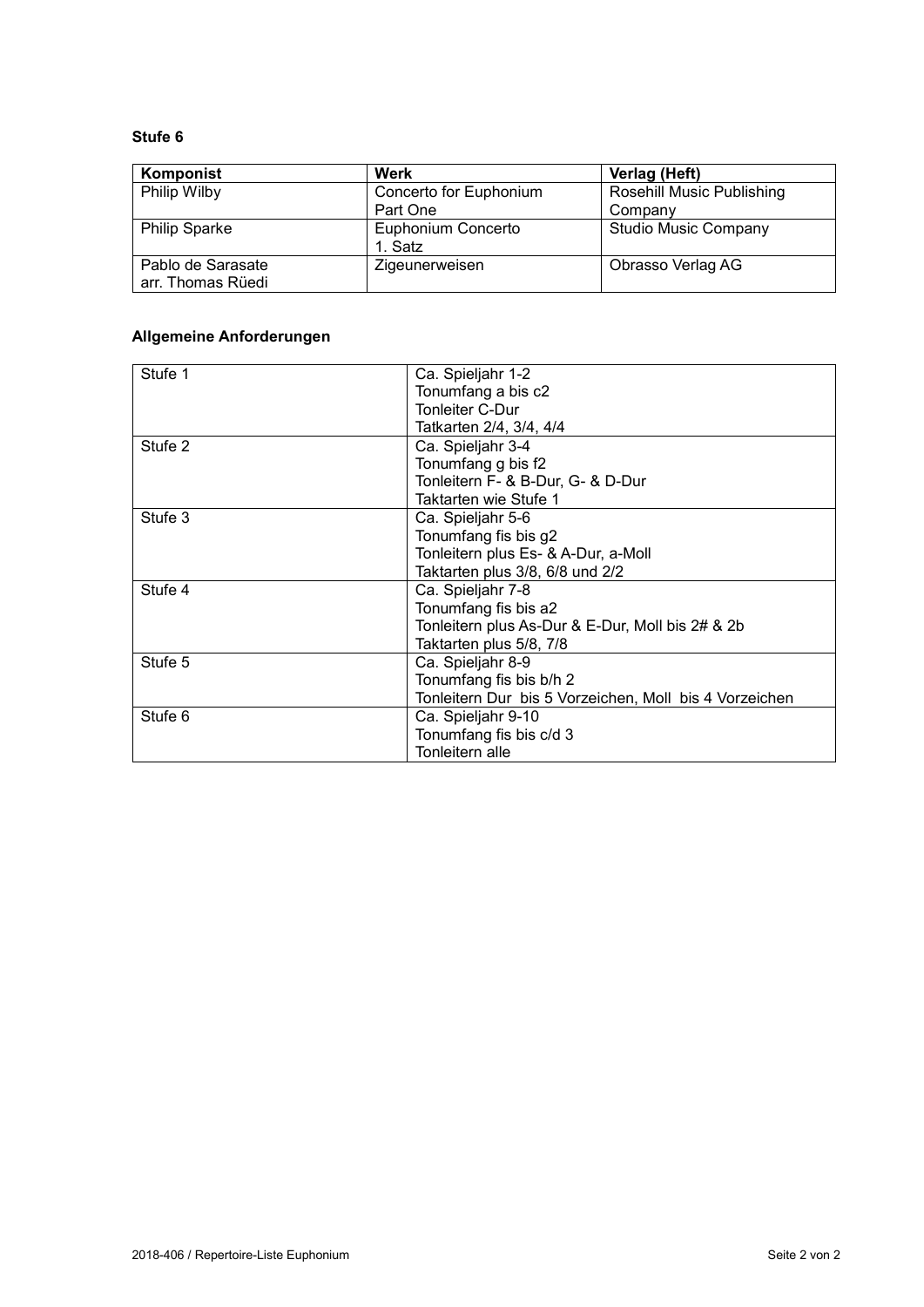**Stufe 6**

| Komponist | Werk | Verlag (Heft) |
|---|---|---|
| Philip Wilby | Concerto for Euphonium Part One | Rosehill Music Publishing Company |
| Philip Sparke | Euphonium Concerto 1. Satz | Studio Music Company |
| Pablo de Sarasate arr. Thomas Rüedi | Zigeunerweisen | Obrasso Verlag AG |

**Allgemeine Anforderungen**

| | |
|---|---|
| Stufe 1 | Ca. Spieljahr 1-2<br>Tonumfang a bis c2<br>Tonleiter C-Dur<br>Tatkarten 2/4, 3/4, 4/4 |
| Stufe 2 | Ca. Spieljahr 3-4<br>Tonumfang g bis f2<br>Tonleitern F- & B-Dur, G- & D-Dur<br>Taktarten wie Stufe 1 |
| Stufe 3 | Ca. Spieljahr 5-6<br>Tonumfang fis bis g2<br>Tonleitern plus Es- & A-Dur, a-Moll<br>Taktarten plus 3/8, 6/8 und 2/2 |
| Stufe 4 | Ca. Spieljahr 7-8<br>Tonumfang fis bis a2<br>Tonleitern plus As-Dur & E-Dur, Moll bis 2# & 2b<br>Taktarten plus 5/8, 7/8 |
| Stufe 5 | Ca. Spieljahr 8-9<br>Tonumfang fis bis b/h 2<br>Tonleitern Dur bis 5 Vorzeichen, Moll bis 4 Vorzeichen |
| Stufe 6 | Ca. Spieljahr 9-10<br>Tonumfang fis bis c/d 3<br>Tonleitern alle |